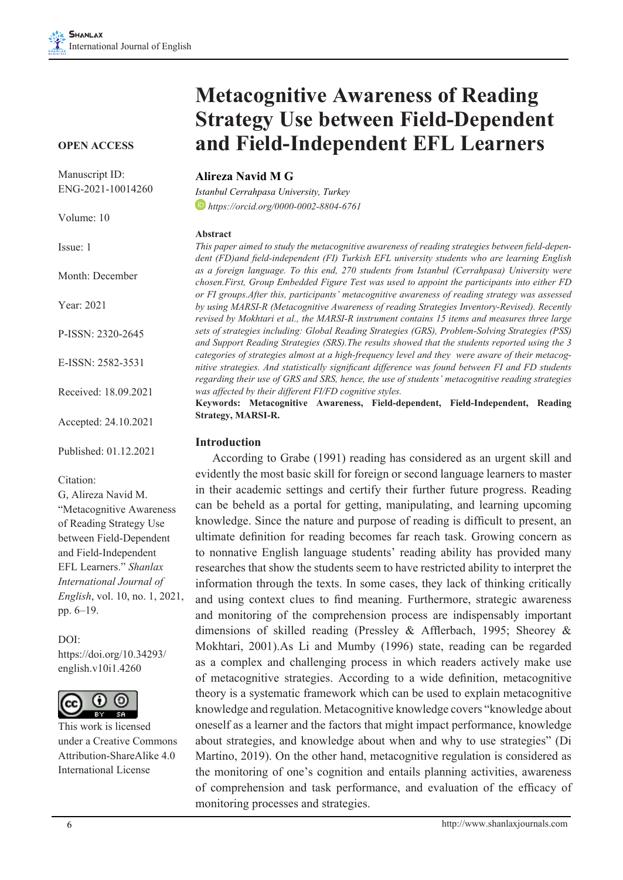# Metacognitive Awareness of Reading Strategy Use between Field-Dependent and Field-Independent EFL Learners

**OPEN ACCESS**

Manuscript ID: ENG-2021-10014260

Volume: 10

Issue: 1

Month: December

Year: 2021

P-ISSN: 2320-2645

E-ISSN: 2582-3531

Received: 18.09.2021

Accepted: 24.10.2021

Published: 01.12.2021

Citation:
G, Alireza Navid M. "Metacognitive Awareness of Reading Strategy Use between Field-Dependent and Field-Independent EFL Learners." *Shanlax International Journal of English*, vol. 10, no. 1, 2021, pp. 6–19.

DOI:
https://doi.org/10.34293/english.v10i1.4260

This work is licensed under a Creative Commons Attribution-ShareAlike 4.0 International License

**Alireza Navid M G**

*Istanbul Cerrahpasa University, Turkey*

*https://orcid.org/0000-0002-8804-6761*

**Abstract**

*This paper aimed to study the metacognitive awareness of reading strategies between field-dependent (FD)and field-independent (FI) Turkish EFL university students who are learning English as a foreign language. To this end, 270 students from Istanbul (Cerrahpasa) University were chosen.First, Group Embedded Figure Test was used to appoint the participants into either FD or FI groups.After this, participants' metacognitive awareness of reading strategy was assessed by using MARSI-R (Metacognitive Awareness of reading Strategies Inventory-Revised). Recently revised by Mokhtari et al., the MARSI-R instrument contains 15 items and measures three large sets of strategies including: Global Reading Strategies (GRS), Problem-Solving Strategies (PSS) and Support Reading Strategies (SRS).The results showed that the students reported using the 3 categories of strategies almost at a high-frequency level and they were aware of their metacognitive strategies. And statistically significant difference was found between FI and FD students regarding their use of GRS and SRS, hence, the use of students' metacognitive reading strategies was affected by their different FI/FD cognitive styles.*

**Keywords: Metacognitive Awareness, Field-dependent, Field-Independent, Reading Strategy, MARSI-R.**

## Introduction

According to Grabe (1991) reading has considered as an urgent skill and evidently the most basic skill for foreign or second language learners to master in their academic settings and certify their further future progress. Reading can be beheld as a portal for getting, manipulating, and learning upcoming knowledge. Since the nature and purpose of reading is difficult to present, an ultimate definition for reading becomes far reach task. Growing concern as to nonnative English language students' reading ability has provided many researches that show the students seem to have restricted ability to interpret the information through the texts. In some cases, they lack of thinking critically and using context clues to find meaning. Furthermore, strategic awareness and monitoring of the comprehension process are indispensably important dimensions of skilled reading (Pressley & Afflerbach, 1995; Sheorey & Mokhtari, 2001).As Li and Mumby (1996) state, reading can be regarded as a complex and challenging process in which readers actively make use of metacognitive strategies. According to a wide definition, metacognitive theory is a systematic framework which can be used to explain metacognitive knowledge and regulation. Metacognitive knowledge covers "knowledge about oneself as a learner and the factors that might impact performance, knowledge about strategies, and knowledge about when and why to use strategies" (Di Martino, 2019). On the other hand, metacognitive regulation is considered as the monitoring of one's cognition and entails planning activities, awareness of comprehension and task performance, and evaluation of the efficacy of monitoring processes and strategies.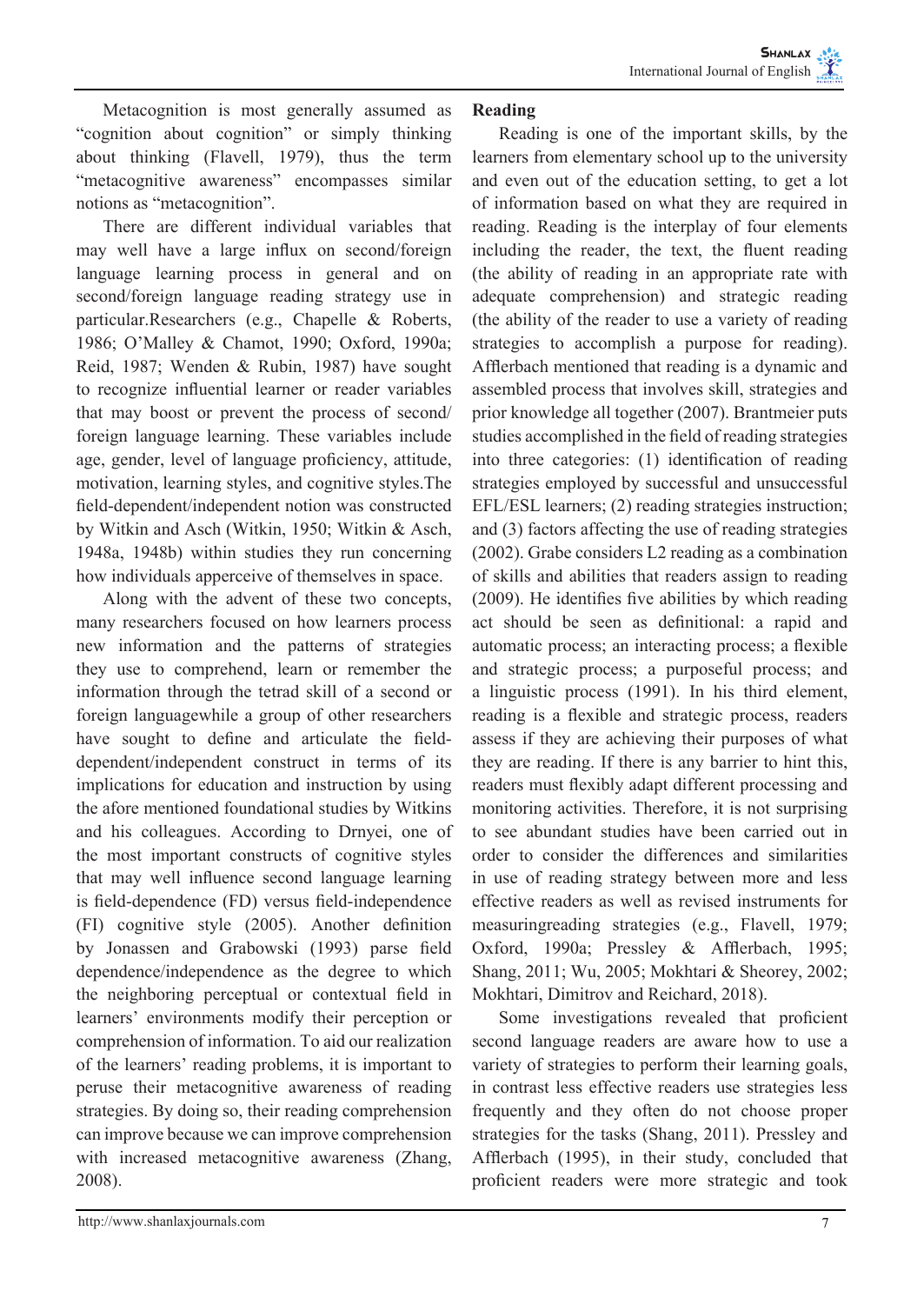Metacognition is most generally assumed as "cognition about cognition" or simply thinking about thinking (Flavell, 1979), thus the term "metacognitive awareness" encompasses similar notions as "metacognition".

There are different individual variables that may well have a large influx on second/foreign language learning process in general and on second/foreign language reading strategy use in particular.Researchers (e.g., Chapelle & Roberts, 1986; O'Malley & Chamot, 1990; Oxford, 1990a; Reid, 1987; Wenden & Rubin, 1987) have sought to recognize influential learner or reader variables that may boost or prevent the process of second/ foreign language learning. These variables include age, gender, level of language proficiency, attitude, motivation, learning styles, and cognitive styles.The field-dependent/independent notion was constructed by Witkin and Asch (Witkin, 1950; Witkin & Asch, 1948a, 1948b) within studies they run concerning how individuals apperceive of themselves in space.

Along with the advent of these two concepts, many researchers focused on how learners process new information and the patterns of strategies they use to comprehend, learn or remember the information through the tetrad skill of a second or foreign languagewhile a group of other researchers have sought to define and articulate the field-dependent/independent construct in terms of its implications for education and instruction by using the afore mentioned foundational studies by Witkins and his colleagues. According to Drnyei, one of the most important constructs of cognitive styles that may well influence second language learning is field-dependence (FD) versus field-independence (FI) cognitive style (2005). Another definition by Jonassen and Grabowski (1993) parse field dependence/independence as the degree to which the neighboring perceptual or contextual field in learners' environments modify their perception or comprehension of information. To aid our realization of the learners' reading problems, it is important to peruse their metacognitive awareness of reading strategies. By doing so, their reading comprehension can improve because we can improve comprehension with increased metacognitive awareness (Zhang, 2008).

**Reading**

Reading is one of the important skills, by the learners from elementary school up to the university and even out of the education setting, to get a lot of information based on what they are required in reading. Reading is the interplay of four elements including the reader, the text, the fluent reading (the ability of reading in an appropriate rate with adequate comprehension) and strategic reading (the ability of the reader to use a variety of reading strategies to accomplish a purpose for reading). Afflerbach mentioned that reading is a dynamic and assembled process that involves skill, strategies and prior knowledge all together (2007). Brantmeier puts studies accomplished in the field of reading strategies into three categories: (1) identification of reading strategies employed by successful and unsuccessful EFL/ESL learners; (2) reading strategies instruction; and (3) factors affecting the use of reading strategies (2002). Grabe considers L2 reading as a combination of skills and abilities that readers assign to reading (2009). He identifies five abilities by which reading act should be seen as definitional: a rapid and automatic process; an interacting process; a flexible and strategic process; a purposeful process; and a linguistic process (1991). In his third element, reading is a flexible and strategic process, readers assess if they are achieving their purposes of what they are reading. If there is any barrier to hint this, readers must flexibly adapt different processing and monitoring activities. Therefore, it is not surprising to see abundant studies have been carried out in order to consider the differences and similarities in use of reading strategy between more and less effective readers as well as revised instruments for measuringreading strategies (e.g., Flavell, 1979; Oxford, 1990a; Pressley & Afflerbach, 1995; Shang, 2011; Wu, 2005; Mokhtari & Sheorey, 2002; Mokhtari, Dimitrov and Reichard, 2018).

Some investigations revealed that proficient second language readers are aware how to use a variety of strategies to perform their learning goals, in contrast less effective readers use strategies less frequently and they often do not choose proper strategies for the tasks (Shang, 2011). Pressley and Afflerbach (1995), in their study, concluded that proficient readers were more strategic and took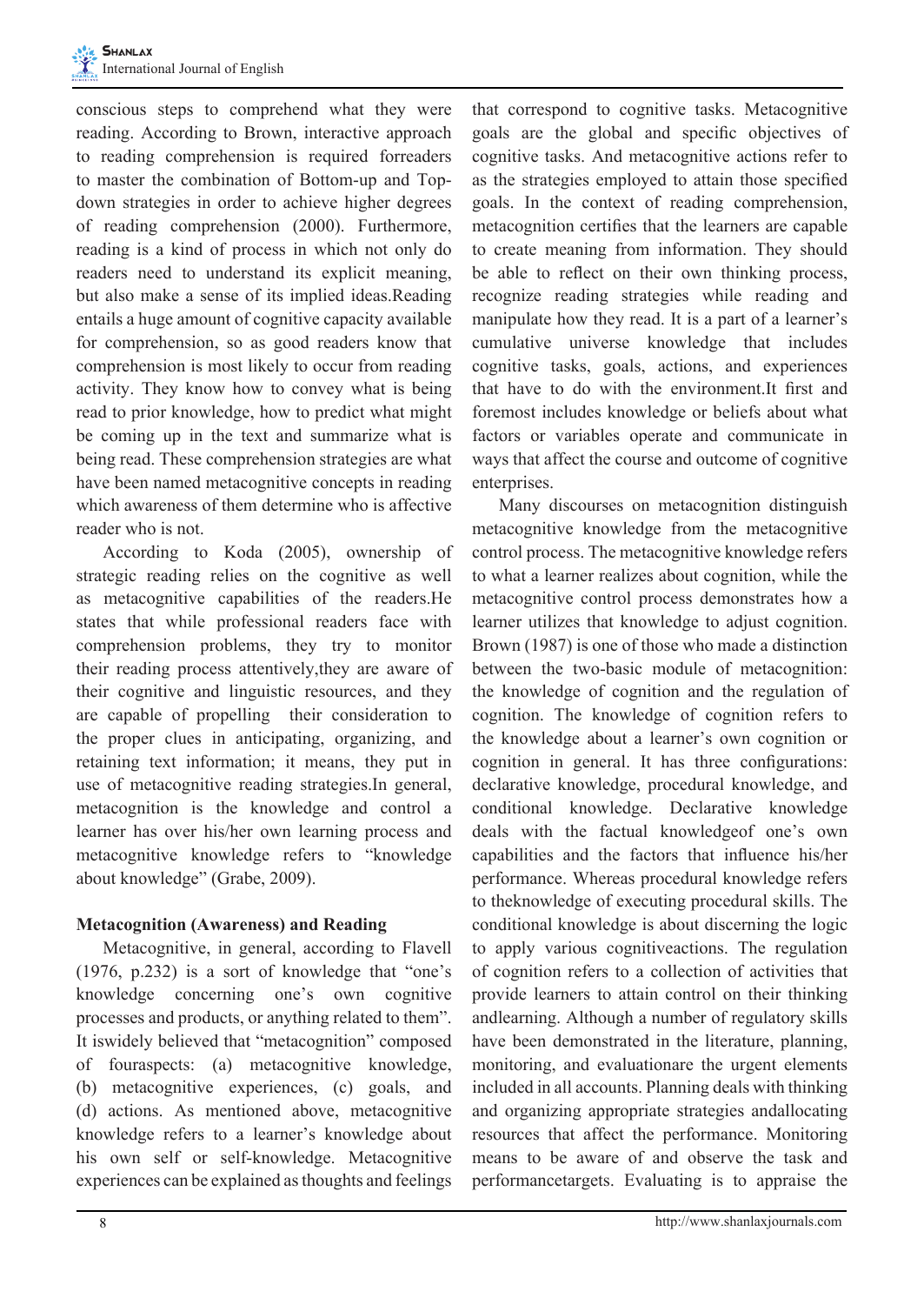conscious steps to comprehend what they were reading. According to Brown, interactive approach to reading comprehension is required forreaders to master the combination of Bottom-up and Top-down strategies in order to achieve higher degrees of reading comprehension (2000). Furthermore, reading is a kind of process in which not only do readers need to understand its explicit meaning, but also make a sense of its implied ideas.Reading entails a huge amount of cognitive capacity available for comprehension, so as good readers know that comprehension is most likely to occur from reading activity. They know how to convey what is being read to prior knowledge, how to predict what might be coming up in the text and summarize what is being read. These comprehension strategies are what have been named metacognitive concepts in reading which awareness of them determine who is affective reader who is not.

According to Koda (2005), ownership of strategic reading relies on the cognitive as well as metacognitive capabilities of the readers.He states that while professional readers face with comprehension problems, they try to monitor their reading process attentively,they are aware of their cognitive and linguistic resources, and they are capable of propelling their consideration to the proper clues in anticipating, organizing, and retaining text information; it means, they put in use of metacognitive reading strategies.In general, metacognition is the knowledge and control a learner has over his/her own learning process and metacognitive knowledge refers to "knowledge about knowledge" (Grabe, 2009).

**Metacognition (Awareness) and Reading**

Metacognitive, in general, according to Flavell (1976, p.232) is a sort of knowledge that "one's knowledge concerning one's own cognitive processes and products, or anything related to them". It iswidely believed that "metacognition" composed of fouraspects: (a) metacognitive knowledge, (b) metacognitive experiences, (c) goals, and (d) actions. As mentioned above, metacognitive knowledge refers to a learner's knowledge about his own self or self-knowledge. Metacognitive experiences can be explained as thoughts and feelings that correspond to cognitive tasks. Metacognitive goals are the global and specific objectives of cognitive tasks. And metacognitive actions refer to as the strategies employed to attain those specified goals. In the context of reading comprehension, metacognition certifies that the learners are capable to create meaning from information. They should be able to reflect on their own thinking process, recognize reading strategies while reading and manipulate how they read. It is a part of a learner's cumulative universe knowledge that includes cognitive tasks, goals, actions, and experiences that have to do with the environment.It first and foremost includes knowledge or beliefs about what factors or variables operate and communicate in ways that affect the course and outcome of cognitive enterprises.

Many discourses on metacognition distinguish metacognitive knowledge from the metacognitive control process. The metacognitive knowledge refers to what a learner realizes about cognition, while the metacognitive control process demonstrates how a learner utilizes that knowledge to adjust cognition. Brown (1987) is one of those who made a distinction between the two-basic module of metacognition: the knowledge of cognition and the regulation of cognition. The knowledge of cognition refers to the knowledge about a learner's own cognition or cognition in general. It has three configurations: declarative knowledge, procedural knowledge, and conditional knowledge. Declarative knowledge deals with the factual knowledgeof one's own capabilities and the factors that influence his/her performance. Whereas procedural knowledge refers to theknowledge of executing procedural skills. The conditional knowledge is about discerning the logic to apply various cognitiveactions. The regulation of cognition refers to a collection of activities that provide learners to attain control on their thinking andlearning. Although a number of regulatory skills have been demonstrated in the literature, planning, monitoring, and evaluationare the urgent elements included in all accounts. Planning deals with thinking and organizing appropriate strategies andallocating resources that affect the performance. Monitoring means to be aware of and observe the task and performancetargets. Evaluating is to appraise the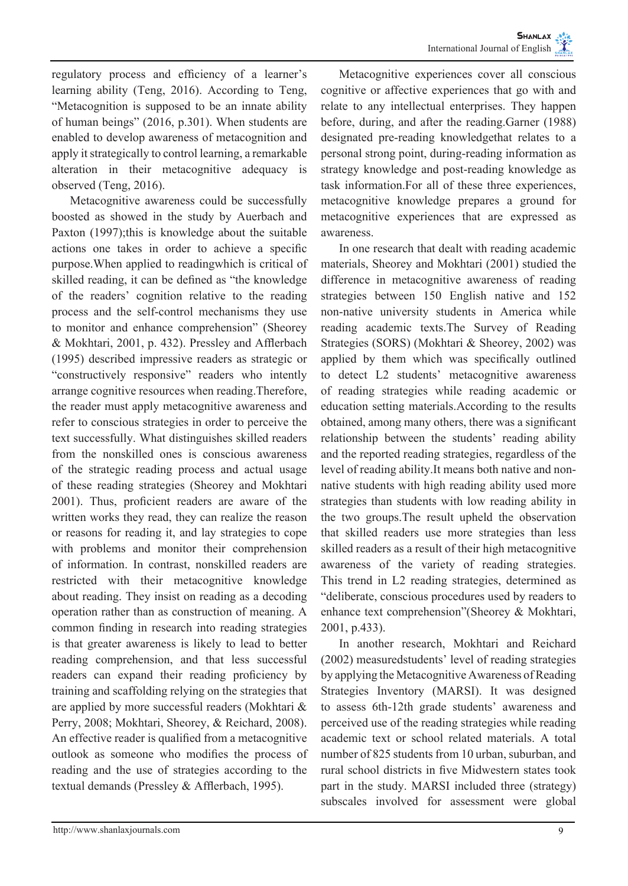regulatory process and efficiency of a learner's learning ability (Teng, 2016). According to Teng, "Metacognition is supposed to be an innate ability of human beings" (2016, p.301). When students are enabled to develop awareness of metacognition and apply it strategically to control learning, a remarkable alteration in their metacognitive adequacy is observed (Teng, 2016).

Metacognitive awareness could be successfully boosted as showed in the study by Auerbach and Paxton (1997);this is knowledge about the suitable actions one takes in order to achieve a specific purpose.When applied to readingwhich is critical of skilled reading, it can be defined as "the knowledge of the readers' cognition relative to the reading process and the self-control mechanisms they use to monitor and enhance comprehension" (Sheorey & Mokhtari, 2001, p. 432). Pressley and Afflerbach (1995) described impressive readers as strategic or "constructively responsive" readers who intently arrange cognitive resources when reading.Therefore, the reader must apply metacognitive awareness and refer to conscious strategies in order to perceive the text successfully. What distinguishes skilled readers from the nonskilled ones is conscious awareness of the strategic reading process and actual usage of these reading strategies (Sheorey and Mokhtari 2001). Thus, proficient readers are aware of the written works they read, they can realize the reason or reasons for reading it, and lay strategies to cope with problems and monitor their comprehension of information. In contrast, nonskilled readers are restricted with their metacognitive knowledge about reading. They insist on reading as a decoding operation rather than as construction of meaning. A common finding in research into reading strategies is that greater awareness is likely to lead to better reading comprehension, and that less successful readers can expand their reading proficiency by training and scaffolding relying on the strategies that are applied by more successful readers (Mokhtari & Perry, 2008; Mokhtari, Sheorey, & Reichard, 2008). An effective reader is qualified from a metacognitive outlook as someone who modifies the process of reading and the use of strategies according to the textual demands (Pressley & Afflerbach, 1995).

Metacognitive experiences cover all conscious cognitive or affective experiences that go with and relate to any intellectual enterprises. They happen before, during, and after the reading.Garner (1988) designated pre-reading knowledgethat relates to a personal strong point, during-reading information as strategy knowledge and post-reading knowledge as task information.For all of these three experiences, metacognitive knowledge prepares a ground for metacognitive experiences that are expressed as awareness.

In one research that dealt with reading academic materials, Sheorey and Mokhtari (2001) studied the difference in metacognitive awareness of reading strategies between 150 English native and 152 non-native university students in America while reading academic texts.The Survey of Reading Strategies (SORS) (Mokhtari & Sheorey, 2002) was applied by them which was specifically outlined to detect L2 students' metacognitive awareness of reading strategies while reading academic or education setting materials.According to the results obtained, among many others, there was a significant relationship between the students' reading ability and the reported reading strategies, regardless of the level of reading ability.It means both native and non-native students with high reading ability used more strategies than students with low reading ability in the two groups.The result upheld the observation that skilled readers use more strategies than less skilled readers as a result of their high metacognitive awareness of the variety of reading strategies. This trend in L2 reading strategies, determined as "deliberate, conscious procedures used by readers to enhance text comprehension"(Sheorey & Mokhtari, 2001, p.433).

In another research, Mokhtari and Reichard (2002) measuredstudents' level of reading strategies by applying the Metacognitive Awareness of Reading Strategies Inventory (MARSI). It was designed to assess 6th-12th grade students' awareness and perceived use of the reading strategies while reading academic text or school related materials. A total number of 825 students from 10 urban, suburban, and rural school districts in five Midwestern states took part in the study. MARSI included three (strategy) subscales involved for assessment were global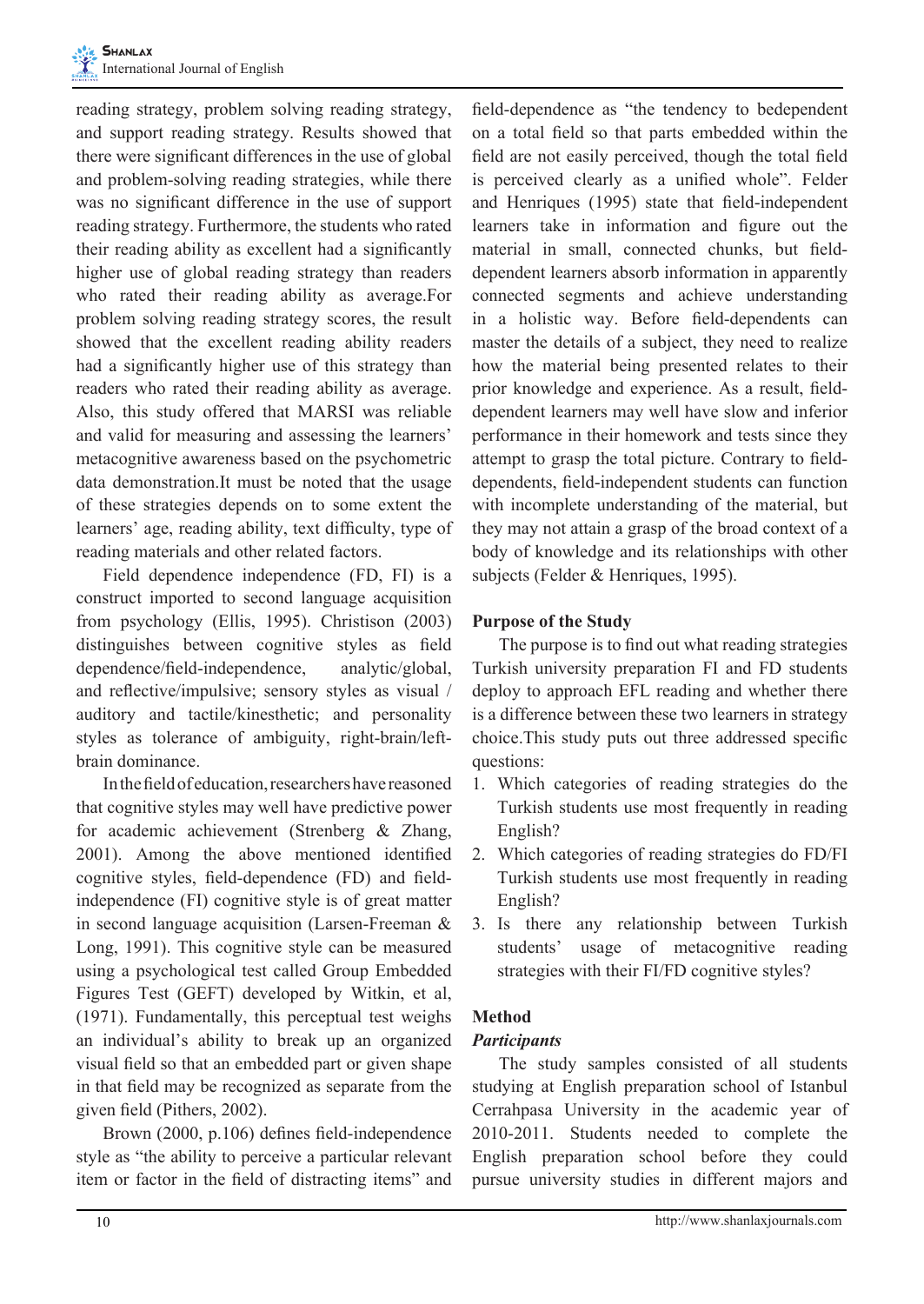reading strategy, problem solving reading strategy, and support reading strategy. Results showed that there were significant differences in the use of global and problem-solving reading strategies, while there was no significant difference in the use of support reading strategy. Furthermore, the students who rated their reading ability as excellent had a significantly higher use of global reading strategy than readers who rated their reading ability as average.For problem solving reading strategy scores, the result showed that the excellent reading ability readers had a significantly higher use of this strategy than readers who rated their reading ability as average. Also, this study offered that MARSI was reliable and valid for measuring and assessing the learners' metacognitive awareness based on the psychometric data demonstration.It must be noted that the usage of these strategies depends on to some extent the learners' age, reading ability, text difficulty, type of reading materials and other related factors.

Field dependence independence (FD, FI) is a construct imported to second language acquisition from psychology (Ellis, 1995). Christison (2003) distinguishes between cognitive styles as field dependence/field-independence, analytic/global, and reflective/impulsive; sensory styles as visual / auditory and tactile/kinesthetic; and personality styles as tolerance of ambiguity, right-brain/left-brain dominance.

In the field of education, researchers have reasoned that cognitive styles may well have predictive power for academic achievement (Strenberg & Zhang, 2001). Among the above mentioned identified cognitive styles, field-dependence (FD) and field-independence (FI) cognitive style is of great matter in second language acquisition (Larsen-Freeman & Long, 1991). This cognitive style can be measured using a psychological test called Group Embedded Figures Test (GEFT) developed by Witkin, et al, (1971). Fundamentally, this perceptual test weighs an individual's ability to break up an organized visual field so that an embedded part or given shape in that field may be recognized as separate from the given field (Pithers, 2002).

Brown (2000, p.106) defines field-independence style as "the ability to perceive a particular relevant item or factor in the field of distracting items" and field-dependence as "the tendency to bedependent on a total field so that parts embedded within the field are not easily perceived, though the total field is perceived clearly as a unified whole". Felder and Henriques (1995) state that field-independent learners take in information and figure out the material in small, connected chunks, but field-dependent learners absorb information in apparently connected segments and achieve understanding in a holistic way. Before field-dependents can master the details of a subject, they need to realize how the material being presented relates to their prior knowledge and experience. As a result, field-dependent learners may well have slow and inferior performance in their homework and tests since they attempt to grasp the total picture. Contrary to field-dependents, field-independent students can function with incomplete understanding of the material, but they may not attain a grasp of the broad context of a body of knowledge and its relationships with other subjects (Felder & Henriques, 1995).

## Purpose of the Study

The purpose is to find out what reading strategies Turkish university preparation FI and FD students deploy to approach EFL reading and whether there is a difference between these two learners in strategy choice.This study puts out three addressed specific questions:

1. Which categories of reading strategies do the Turkish students use most frequently in reading English?
2. Which categories of reading strategies do FD/FI Turkish students use most frequently in reading English?
3. Is there any relationship between Turkish students' usage of metacognitive reading strategies with their FI/FD cognitive styles?

## Method

### *Participants*

The study samples consisted of all students studying at English preparation school of Istanbul Cerrahpasa University in the academic year of 2010-2011. Students needed to complete the English preparation school before they could pursue university studies in different majors and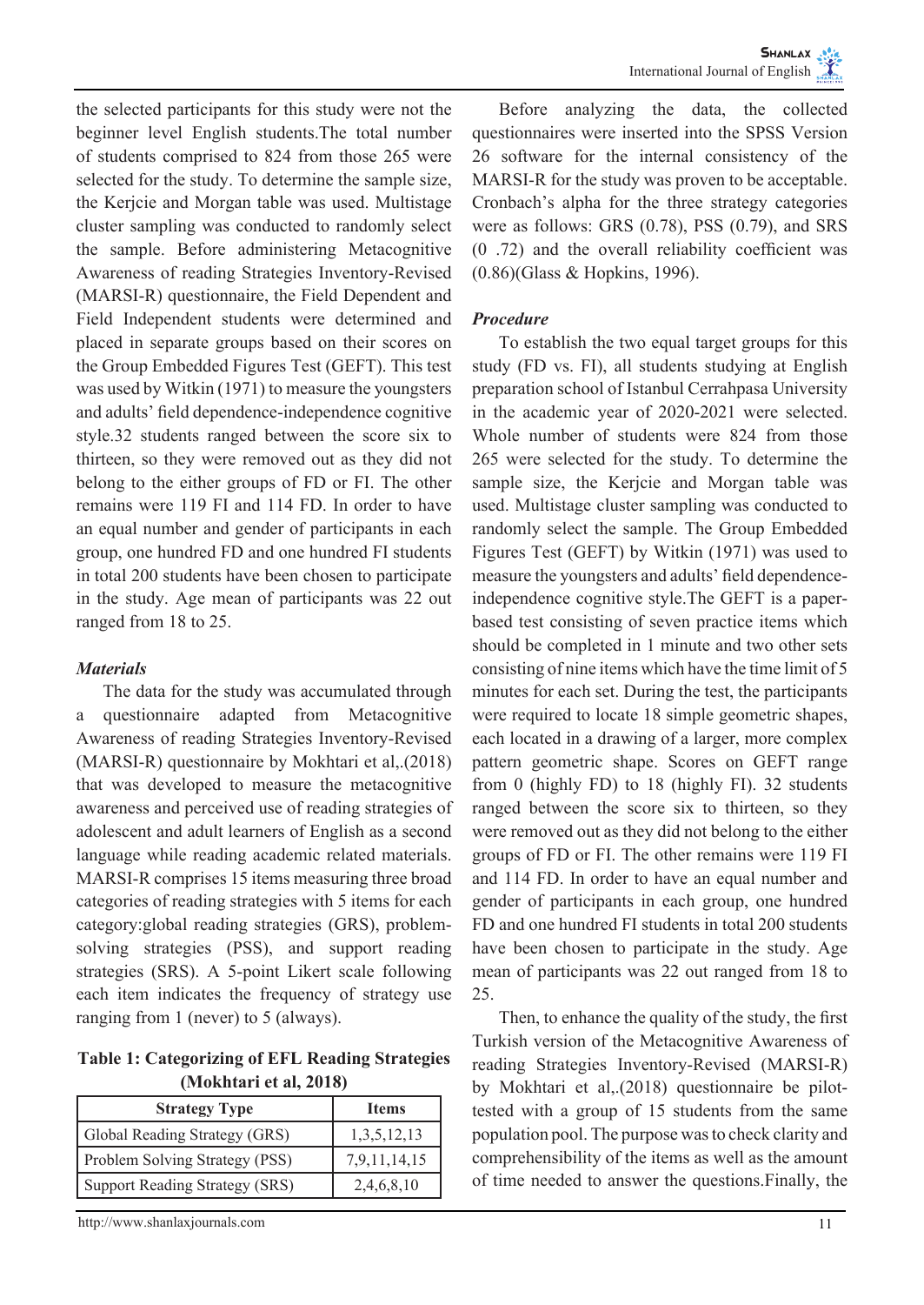the selected participants for this study were not the beginner level English students.The total number of students comprised to 824 from those 265 were selected for the study. To determine the sample size, the Kerjcie and Morgan table was used. Multistage cluster sampling was conducted to randomly select the sample. Before administering Metacognitive Awareness of reading Strategies Inventory-Revised (MARSI-R) questionnaire, the Field Dependent and Field Independent students were determined and placed in separate groups based on their scores on the Group Embedded Figures Test (GEFT). This test was used by Witkin (1971) to measure the youngsters and adults' field dependence-independence cognitive style.32 students ranged between the score six to thirteen, so they were removed out as they did not belong to the either groups of FD or FI. The other remains were 119 FI and 114 FD. In order to have an equal number and gender of participants in each group, one hundred FD and one hundred FI students in total 200 students have been chosen to participate in the study. Age mean of participants was 22 out ranged from 18 to 25.

### *Materials*

The data for the study was accumulated through a questionnaire adapted from Metacognitive Awareness of reading Strategies Inventory-Revised (MARSI-R) questionnaire by Mokhtari et al,.(2018) that was developed to measure the metacognitive awareness and perceived use of reading strategies of adolescent and adult learners of English as a second language while reading academic related materials. MARSI-R comprises 15 items measuring three broad categories of reading strategies with 5 items for each category:global reading strategies (GRS), problem-solving strategies (PSS), and support reading strategies (SRS). A 5-point Likert scale following each item indicates the frequency of strategy use ranging from 1 (never) to 5 (always).

**Table 1: Categorizing of EFL Reading Strategies (Mokhtari et al, 2018)**

| Strategy Type | Items |
|---|---|
| Global Reading Strategy (GRS) | 1,3,5,12,13 |
| Problem Solving Strategy (PSS) | 7,9,11,14,15 |
| Support Reading Strategy (SRS) | 2,4,6,8,10 |

Before analyzing the data, the collected questionnaires were inserted into the SPSS Version 26 software for the internal consistency of the MARSI-R for the study was proven to be acceptable. Cronbach's alpha for the three strategy categories were as follows: GRS (0.78), PSS (0.79), and SRS (0 .72) and the overall reliability coefficient was (0.86)(Glass & Hopkins, 1996).

### *Procedure*

To establish the two equal target groups for this study (FD vs. FI), all students studying at English preparation school of Istanbul Cerrahpasa University in the academic year of 2020-2021 were selected. Whole number of students were 824 from those 265 were selected for the study. To determine the sample size, the Kerjcie and Morgan table was used. Multistage cluster sampling was conducted to randomly select the sample. The Group Embedded Figures Test (GEFT) by Witkin (1971) was used to measure the youngsters and adults' field dependence-independence cognitive style.The GEFT is a paper-based test consisting of seven practice items which should be completed in 1 minute and two other sets consisting of nine items which have the time limit of 5 minutes for each set. During the test, the participants were required to locate 18 simple geometric shapes, each located in a drawing of a larger, more complex pattern geometric shape. Scores on GEFT range from 0 (highly FD) to 18 (highly FI). 32 students ranged between the score six to thirteen, so they were removed out as they did not belong to the either groups of FD or FI. The other remains were 119 FI and 114 FD. In order to have an equal number and gender of participants in each group, one hundred FD and one hundred FI students in total 200 students have been chosen to participate in the study. Age mean of participants was 22 out ranged from 18 to 25.

Then, to enhance the quality of the study, the first Turkish version of the Metacognitive Awareness of reading Strategies Inventory-Revised (MARSI-R) by Mokhtari et al,.(2018) questionnaire be pilot-tested with a group of 15 students from the same population pool. The purpose was to check clarity and comprehensibility of the items as well as the amount of time needed to answer the questions.Finally, the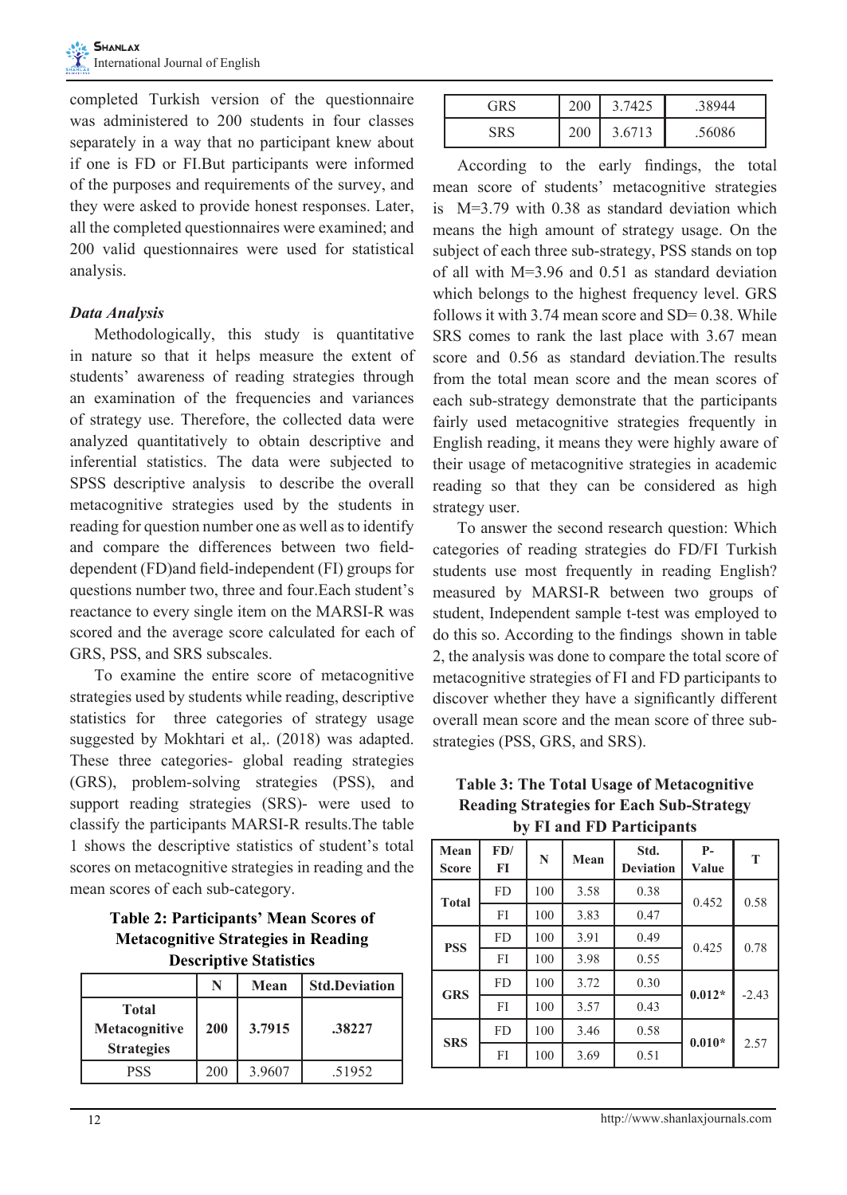completed Turkish version of the questionnaire was administered to 200 students in four classes separately in a way that no participant knew about if one is FD or FI.But participants were informed of the purposes and requirements of the survey, and they were asked to provide honest responses. Later, all the completed questionnaires were examined; and 200 valid questionnaires were used for statistical analysis.

### *Data Analysis*

Methodologically, this study is quantitative in nature so that it helps measure the extent of students' awareness of reading strategies through an examination of the frequencies and variances of strategy use. Therefore, the collected data were analyzed quantitatively to obtain descriptive and inferential statistics. The data were subjected to SPSS descriptive analysis to describe the overall metacognitive strategies used by the students in reading for question number one as well as to identify and compare the differences between two field-dependent (FD)and field-independent (FI) groups for questions number two, three and four.Each student's reactance to every single item on the MARSI-R was scored and the average score calculated for each of GRS, PSS, and SRS subscales.

To examine the entire score of metacognitive strategies used by students while reading, descriptive statistics for three categories of strategy usage suggested by Mokhtari et al,. (2018) was adapted. These three categories- global reading strategies (GRS), problem-solving strategies (PSS), and support reading strategies (SRS)- were used to classify the participants MARSI-R results.The table 1 shows the descriptive statistics of student's total scores on metacognitive strategies in reading and the mean scores of each sub-category.

**Table 2: Participants' Mean Scores of Metacognitive Strategies in Reading Descriptive Statistics**

| | N | Mean | Std.Deviation |
|---|---|---|---|
| **Total Metacognitive Strategies** | **200** | **3.7915** | **.38227** |
| PSS | 200 | 3.9607 | .51952 |
| GRS | 200 | 3.7425 | .38944 |
| SRS | 200 | 3.6713 | .56086 |

According to the early findings, the total mean score of students' metacognitive strategies is M=3.79 with 0.38 as standard deviation which means the high amount of strategy usage. On the subject of each three sub-strategy, PSS stands on top of all with M=3.96 and 0.51 as standard deviation which belongs to the highest frequency level. GRS follows it with 3.74 mean score and SD= 0.38. While SRS comes to rank the last place with 3.67 mean score and 0.56 as standard deviation.The results from the total mean score and the mean scores of each sub-strategy demonstrate that the participants fairly used metacognitive strategies frequently in English reading, it means they were highly aware of their usage of metacognitive strategies in academic reading so that they can be considered as high strategy user.

To answer the second research question: Which categories of reading strategies do FD/FI Turkish students use most frequently in reading English? measured by MARSI-R between two groups of student, Independent sample t-test was employed to do this so. According to the findings shown in table 2, the analysis was done to compare the total score of metacognitive strategies of FI and FD participants to discover whether they have a significantly different overall mean score and the mean score of three sub-strategies (PSS, GRS, and SRS).

**Table 3: The Total Usage of Metacognitive Reading Strategies for Each Sub-Strategy by FI and FD Participants**

| Mean Score | FD/FI | N | Mean | Std. Deviation | P-Value | T |
|---|---|---|---|---|---|---|
| **Total** | FD | 100 | 3.58 | 0.38 | 0.452 | 0.58 |
| | FI | 100 | 3.83 | 0.47 | | |
| **PSS** | FD | 100 | 3.91 | 0.49 | 0.425 | 0.78 |
| | FI | 100 | 3.98 | 0.55 | | |
| **GRS** | FD | 100 | 3.72 | 0.30 | **0.012*** | -2.43 |
| | FI | 100 | 3.57 | 0.43 | | |
| **SRS** | FD | 100 | 3.46 | 0.58 | **0.010*** | 2.57 |
| | FI | 100 | 3.69 | 0.51 | | |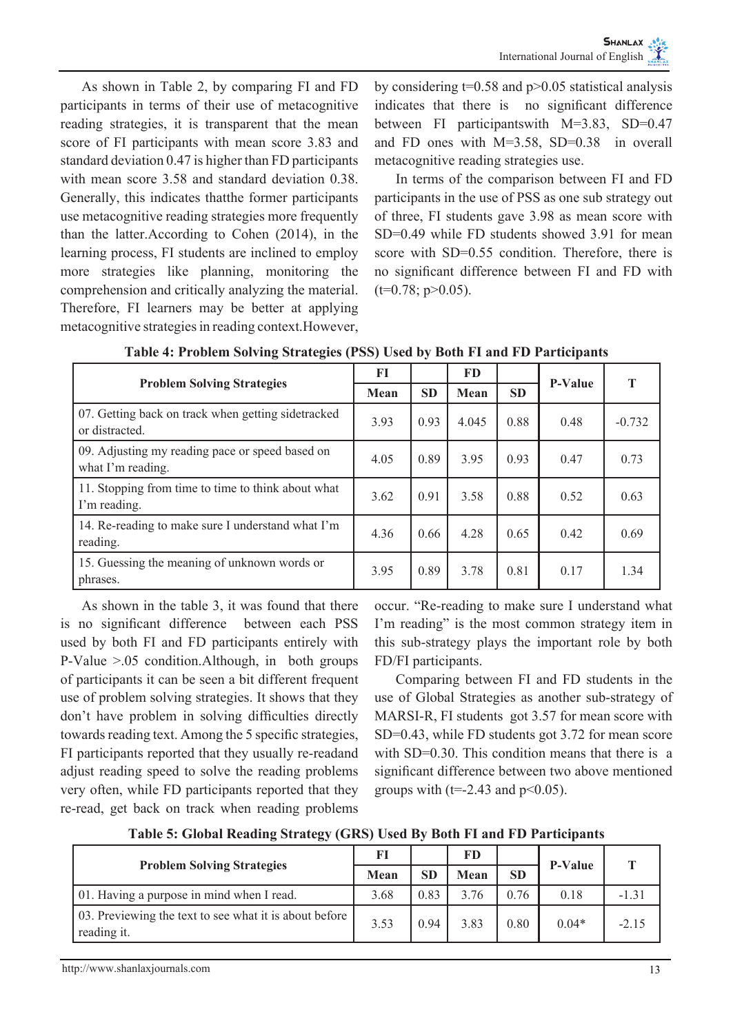As shown in Table 2, by comparing FI and FD participants in terms of their use of metacognitive reading strategies, it is transparent that the mean score of FI participants with mean score 3.83 and standard deviation 0.47 is higher than FD participants with mean score 3.58 and standard deviation 0.38. Generally, this indicates thatthe former participants use metacognitive reading strategies more frequently than the latter.According to Cohen (2014), in the learning process, FI students are inclined to employ more strategies like planning, monitoring the comprehension and critically analyzing the material. Therefore, FI learners may be better at applying metacognitive strategies in reading context.However, by considering t=0.58 and p>0.05 statistical analysis indicates that there is no significant difference between FI participantswith M=3.83, SD=0.47 and FD ones with M=3.58, SD=0.38 in overall metacognitive reading strategies use.

In terms of the comparison between FI and FD participants in the use of PSS as one sub strategy out of three, FI students gave 3.98 as mean score with SD=0.49 while FD students showed 3.91 for mean score with SD=0.55 condition. Therefore, there is no significant difference between FI and FD with (t=0.78; p>0.05).

**Table 4: Problem Solving Strategies (PSS) Used by Both FI and FD Participants**

| Problem Solving Strategies | FI | | FD | | P-Value | T |
|---|---|---|---|---|---|---|
| | Mean | SD | Mean | SD | | |
| 07. Getting back on track when getting sidetracked or distracted. | 3.93 | 0.93 | 4.045 | 0.88 | 0.48 | -0.732 |
| 09. Adjusting my reading pace or speed based on what I'm reading. | 4.05 | 0.89 | 3.95 | 0.93 | 0.47 | 0.73 |
| 11. Stopping from time to time to think about what I'm reading. | 3.62 | 0.91 | 3.58 | 0.88 | 0.52 | 0.63 |
| 14. Re-reading to make sure I understand what I'm reading. | 4.36 | 0.66 | 4.28 | 0.65 | 0.42 | 0.69 |
| 15. Guessing the meaning of unknown words or phrases. | 3.95 | 0.89 | 3.78 | 0.81 | 0.17 | 1.34 |

As shown in the table 3, it was found that there is no significant difference between each PSS used by both FI and FD participants entirely with P-Value >.05 condition.Although, in both groups of participants it can be seen a bit different frequent use of problem solving strategies. It shows that they don't have problem in solving difficulties directly towards reading text. Among the 5 specific strategies, FI participants reported that they usually re-readand adjust reading speed to solve the reading problems very often, while FD participants reported that they re-read, get back on track when reading problems occur. "Re-reading to make sure I understand what I'm reading" is the most common strategy item in this sub-strategy plays the important role by both FD/FI participants.

Comparing between FI and FD students in the use of Global Strategies as another sub-strategy of MARSI-R, FI students got 3.57 for mean score with SD=0.43, while FD students got 3.72 for mean score with SD=0.30. This condition means that there is a significant difference between two above mentioned groups with (t=-2.43 and p<0.05).

**Table 5: Global Reading Strategy (GRS) Used By Both FI and FD Participants**

| Problem Solving Strategies | FI | | FD | | P-Value | T |
|---|---|---|---|---|---|---|
| | Mean | SD | Mean | SD | | |
| 01. Having a purpose in mind when I read. | 3.68 | 0.83 | 3.76 | 0.76 | 0.18 | -1.31 |
| 03. Previewing the text to see what it is about before reading it. | 3.53 | 0.94 | 3.83 | 0.80 | 0.04* | -2.15 |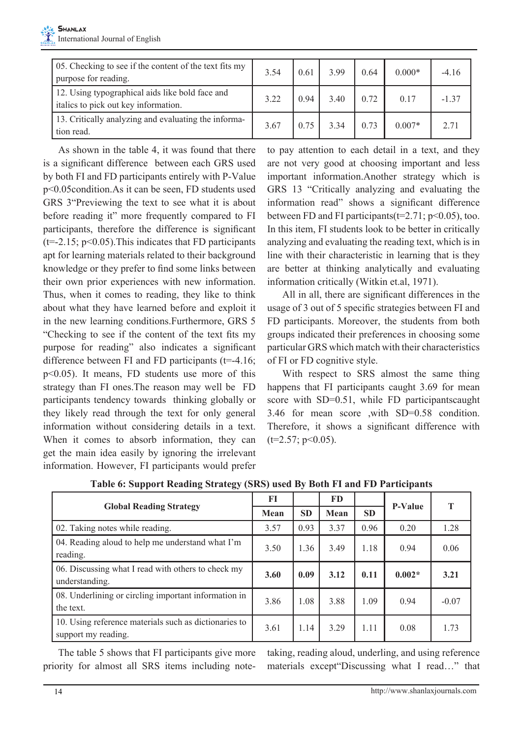| 05. Checking to see if the content of the text fits my purpose for reading. | 3.54 | 0.61 | 3.99 | 0.64 | 0.000* | -4.16 |
|---|---|---|---|---|---|---|
| 12. Using typographical aids like bold face and italics to pick out key information. | 3.22 | 0.94 | 3.40 | 0.72 | 0.17 | -1.37 |
| 13. Critically analyzing and evaluating the information read. | 3.67 | 0.75 | 3.34 | 0.73 | 0.007* | 2.71 |

As shown in the table 4, it was found that there is a significant difference between each GRS used by both FI and FD participants entirely with P-Value $p<0.05$condition.As it can be seen, FD students used GRS 3"Previewing the text to see what it is about before reading it" more frequently compared to FI participants, therefore the difference is significant ($t=-2.15$; $p<0.05$).This indicates that FD participants apt for learning materials related to their background knowledge or they prefer to find some links between their own prior experiences with new information. Thus, when it comes to reading, they like to think about what they have learned before and exploit it in the new learning conditions.Furthermore, GRS 5 "Checking to see if the content of the text fits my purpose for reading" also indicates a significant difference between FI and FD participants ($t=-4.16$; $p<0.05$). It means, FD students use more of this strategy than FI ones.The reason may well be FD participants tendency towards thinking globally or they likely read through the text for only general information without considering details in a text. When it comes to absorb information, they can get the main idea easily by ignoring the irrelevant information. However, FI participants would prefer to pay attention to each detail in a text, and they are not very good at choosing important and less important information.Another strategy which is GRS 13 "Critically analyzing and evaluating the information read" shows a significant difference between FD and FI participants($t=2.71$; $p<0.05$), too. In this item, FI students look to be better in critically analyzing and evaluating the reading text, which is in line with their characteristic in learning that is they are better at thinking analytically and evaluating information critically (Witkin et.al, 1971).

All in all, there are significant differences in the usage of 3 out of 5 specific strategies between FI and FD participants. Moreover, the students from both groups indicated their preferences in choosing some particular GRS which match with their characteristics of FI or FD cognitive style.

With respect to SRS almost the same thing happens that FI participants caught 3.69 for mean score with SD=0.51, while FD participantscaught 3.46 for mean score ,with SD=0.58 condition. Therefore, it shows a significant difference with ($t=2.57$; $p<0.05$).

**Table 6: Support Reading Strategy (SRS) used By Both FI and FD Participants**

| Global Reading Strategy | FI | | FD | | P-Value | T |
|---|---|---|---|---|---|---|
| | Mean | SD | Mean | SD | | |
| 02. Taking notes while reading. | 3.57 | 0.93 | 3.37 | 0.96 | 0.20 | 1.28 |
| 04. Reading aloud to help me understand what I'm reading. | 3.50 | 1.36 | 3.49 | 1.18 | 0.94 | 0.06 |
| 06. Discussing what I read with others to check my understanding. | **3.60** | **0.09** | **3.12** | **0.11** | **0.002*** | **3.21** |
| 08. Underlining or circling important information in the text. | 3.86 | 1.08 | 3.88 | 1.09 | 0.94 | -0.07 |
| 10. Using reference materials such as dictionaries to support my reading. | 3.61 | 1.14 | 3.29 | 1.11 | 0.08 | 1.73 |

The table 5 shows that FI participants give more priority for almost all SRS items including note-taking, reading aloud, underling, and using reference materials except"Discussing what I read…" that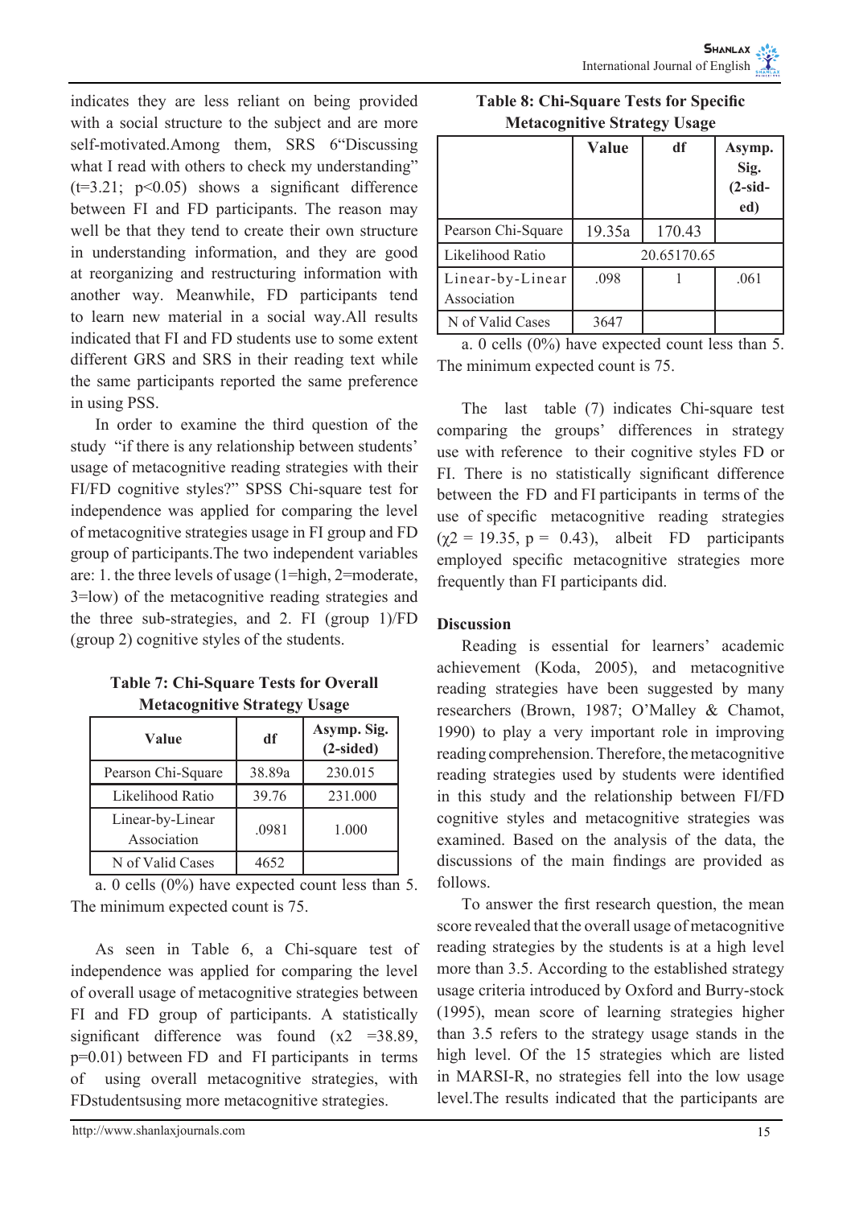indicates they are less reliant on being provided with a social structure to the subject and are more self-motivated.Among them, SRS 6"Discussing what I read with others to check my understanding" (t=3.21; p<0.05) shows a significant difference between FI and FD participants. The reason may well be that they tend to create their own structure in understanding information, and they are good at reorganizing and restructuring information with another way. Meanwhile, FD participants tend to learn new material in a social way.All results indicated that FI and FD students use to some extent different GRS and SRS in their reading text while the same participants reported the same preference in using PSS.

In order to examine the third question of the study "if there is any relationship between students' usage of metacognitive reading strategies with their FI/FD cognitive styles?" SPSS Chi-square test for independence was applied for comparing the level of metacognitive strategies usage in FI group and FD group of participants.The two independent variables are: 1. the three levels of usage (1=high, 2=moderate, 3=low) of the metacognitive reading strategies and the three sub-strategies, and 2. FI (group 1)/FD (group 2) cognitive styles of the students.

**Table 7: Chi-Square Tests for Overall Metacognitive Strategy Usage**

| Value | df | Asymp. Sig. (2-sided) |
|---|---|---|
| Pearson Chi-Square | 38.89a | 230.015 |
| Likelihood Ratio | 39.76 | 231.000 |
| Linear-by-Linear Association | .0981 | 1.000 |
| N of Valid Cases | 4652 | |

a. 0 cells (0%) have expected count less than 5. The minimum expected count is 75.

As seen in Table 6, a Chi-square test of independence was applied for comparing the level of overall usage of metacognitive strategies between FI and FD group of participants. A statistically significant difference was found (x2 =38.89, p=0.01) between FD and FI participants in terms of using overall metacognitive strategies, with FDstudentsusing more metacognitive strategies.

**Table 8: Chi-Square Tests for Specific Metacognitive Strategy Usage**

| | Value | df | Asymp. Sig. (2-sided) |
|---|---|---|---|
| Pearson Chi-Square | 19.35a | 170.43 | |
| Likelihood Ratio | 20.65170.65 | | |
| Linear-by-Linear Association | .098 | 1 | .061 |
| N of Valid Cases | 3647 | | |

a. 0 cells (0%) have expected count less than 5. The minimum expected count is 75.

The last table (7) indicates Chi-square test comparing the groups' differences in strategy use with reference to their cognitive styles FD or FI. There is no statistically significant difference between the FD and FI participants in terms of the use of specific metacognitive reading strategies ($\chi 2$ = 19.35, p = 0.43), albeit FD participants employed specific metacognitive strategies more frequently than FI participants did.

**Discussion**

Reading is essential for learners' academic achievement (Koda, 2005), and metacognitive reading strategies have been suggested by many researchers (Brown, 1987; O'Malley & Chamot, 1990) to play a very important role in improving reading comprehension. Therefore, the metacognitive reading strategies used by students were identified in this study and the relationship between FI/FD cognitive styles and metacognitive strategies was examined. Based on the analysis of the data, the discussions of the main findings are provided as follows.

To answer the first research question, the mean score revealed that the overall usage of metacognitive reading strategies by the students is at a high level more than 3.5. According to the established strategy usage criteria introduced by Oxford and Burry-stock (1995), mean score of learning strategies higher than 3.5 refers to the strategy usage stands in the high level. Of the 15 strategies which are listed in MARSI-R, no strategies fell into the low usage level.The results indicated that the participants are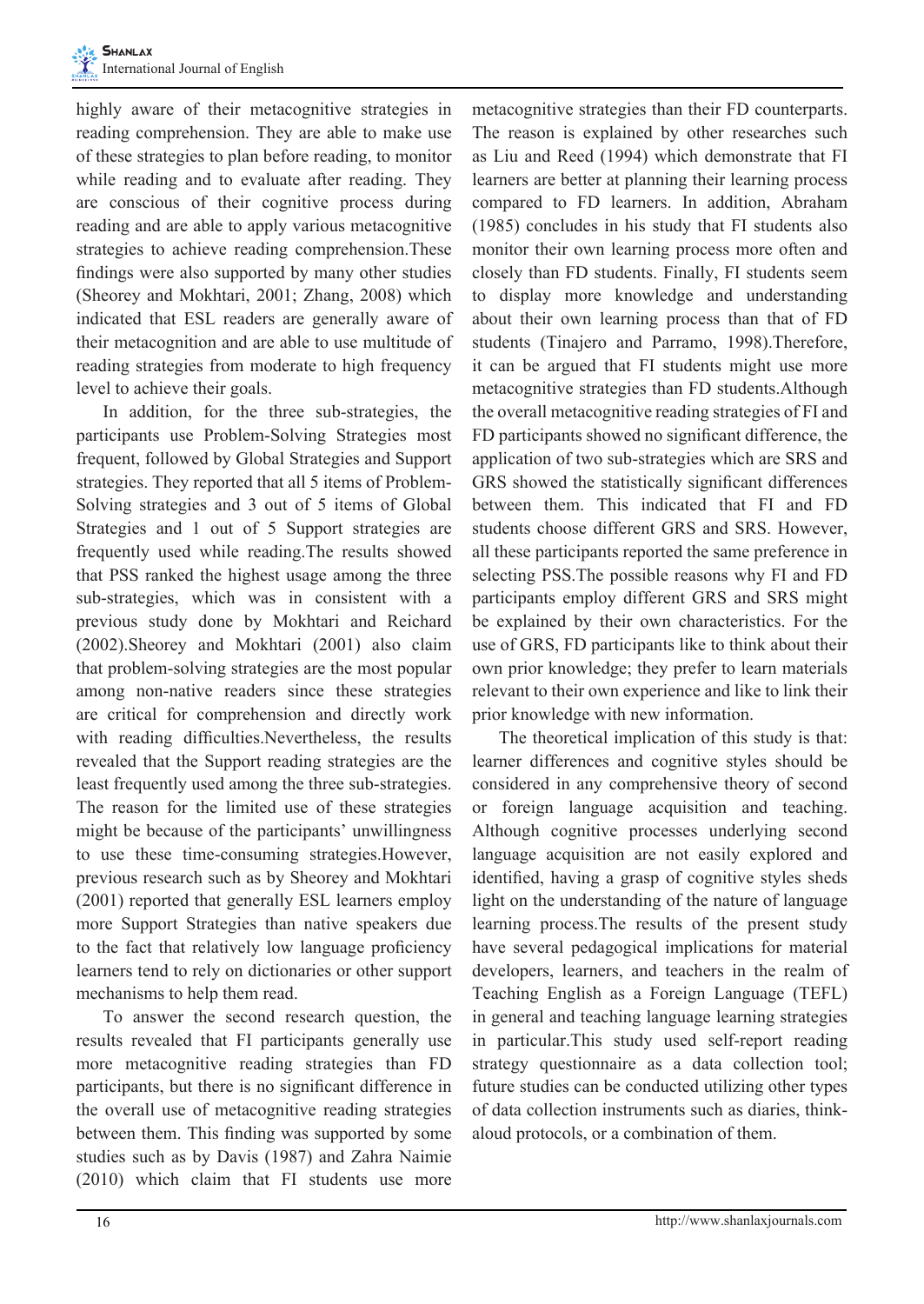highly aware of their metacognitive strategies in reading comprehension. They are able to make use of these strategies to plan before reading, to monitor while reading and to evaluate after reading. They are conscious of their cognitive process during reading and are able to apply various metacognitive strategies to achieve reading comprehension.These findings were also supported by many other studies (Sheorey and Mokhtari, 2001; Zhang, 2008) which indicated that ESL readers are generally aware of their metacognition and are able to use multitude of reading strategies from moderate to high frequency level to achieve their goals.

In addition, for the three sub-strategies, the participants use Problem-Solving Strategies most frequent, followed by Global Strategies and Support strategies. They reported that all 5 items of Problem-Solving strategies and 3 out of 5 items of Global Strategies and 1 out of 5 Support strategies are frequently used while reading.The results showed that PSS ranked the highest usage among the three sub-strategies, which was in consistent with a previous study done by Mokhtari and Reichard (2002).Sheorey and Mokhtari (2001) also claim that problem-solving strategies are the most popular among non-native readers since these strategies are critical for comprehension and directly work with reading difficulties.Nevertheless, the results revealed that the Support reading strategies are the least frequently used among the three sub-strategies. The reason for the limited use of these strategies might be because of the participants' unwillingness to use these time-consuming strategies.However, previous research such as by Sheorey and Mokhtari (2001) reported that generally ESL learners employ more Support Strategies than native speakers due to the fact that relatively low language proficiency learners tend to rely on dictionaries or other support mechanisms to help them read.

To answer the second research question, the results revealed that FI participants generally use more metacognitive reading strategies than FD participants, but there is no significant difference in the overall use of metacognitive reading strategies between them. This finding was supported by some studies such as by Davis (1987) and Zahra Naimie (2010) which claim that FI students use more metacognitive strategies than their FD counterparts. The reason is explained by other researches such as Liu and Reed (1994) which demonstrate that FI learners are better at planning their learning process compared to FD learners. In addition, Abraham (1985) concludes in his study that FI students also monitor their own learning process more often and closely than FD students. Finally, FI students seem to display more knowledge and understanding about their own learning process than that of FD students (Tinajero and Parramo, 1998).Therefore, it can be argued that FI students might use more metacognitive strategies than FD students.Although the overall metacognitive reading strategies of FI and FD participants showed no significant difference, the application of two sub-strategies which are SRS and GRS showed the statistically significant differences between them. This indicated that FI and FD students choose different GRS and SRS. However, all these participants reported the same preference in selecting PSS.The possible reasons why FI and FD participants employ different GRS and SRS might be explained by their own characteristics. For the use of GRS, FD participants like to think about their own prior knowledge; they prefer to learn materials relevant to their own experience and like to link their prior knowledge with new information.

The theoretical implication of this study is that: learner differences and cognitive styles should be considered in any comprehensive theory of second or foreign language acquisition and teaching. Although cognitive processes underlying second language acquisition are not easily explored and identified, having a grasp of cognitive styles sheds light on the understanding of the nature of language learning process.The results of the present study have several pedagogical implications for material developers, learners, and teachers in the realm of Teaching English as a Foreign Language (TEFL) in general and teaching language learning strategies in particular.This study used self-report reading strategy questionnaire as a data collection tool; future studies can be conducted utilizing other types of data collection instruments such as diaries, think-aloud protocols, or a combination of them.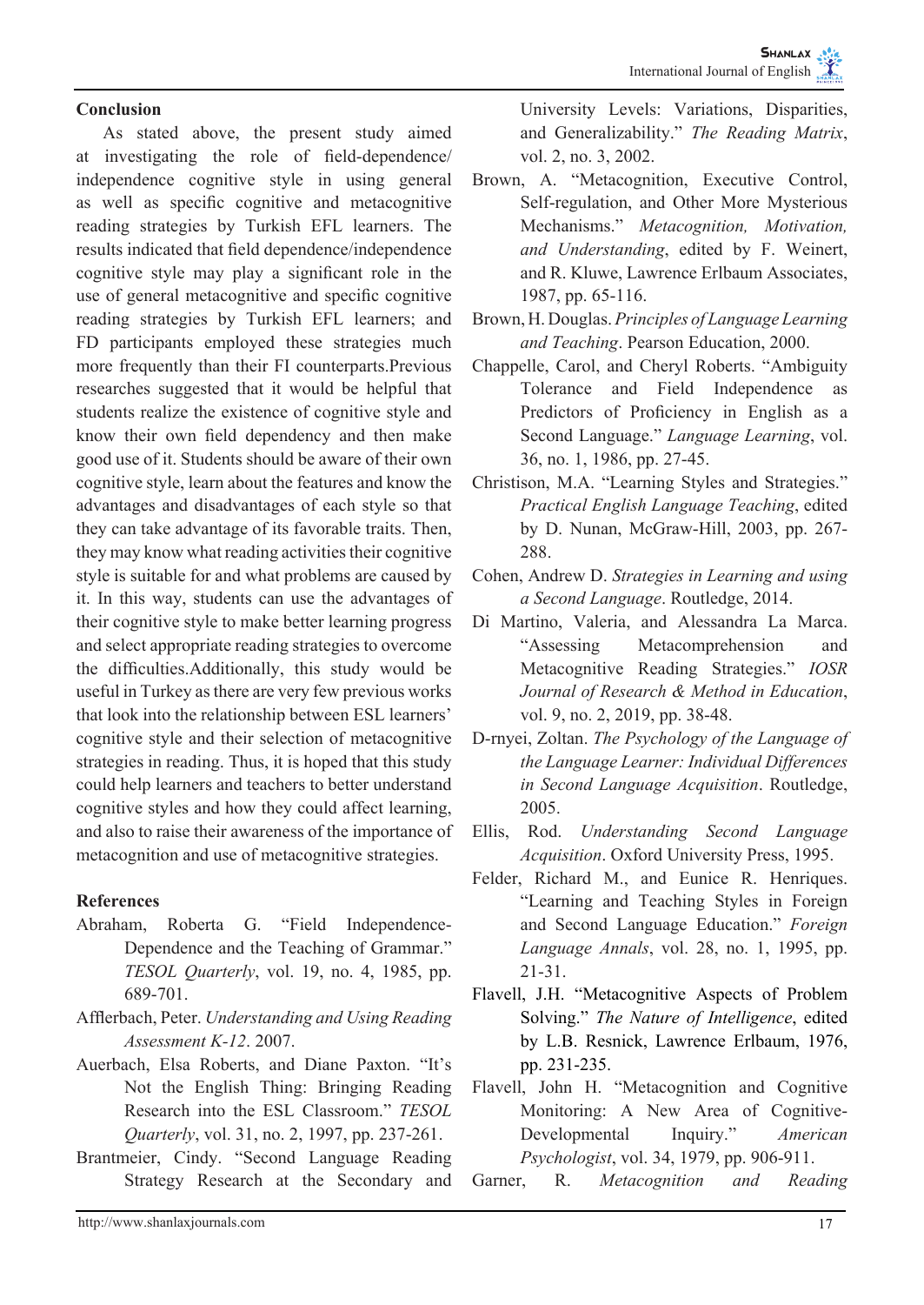## Conclusion

As stated above, the present study aimed at investigating the role of field-dependence/ independence cognitive style in using general as well as specific cognitive and metacognitive reading strategies by Turkish EFL learners. The results indicated that field dependence/independence cognitive style may play a significant role in the use of general metacognitive and specific cognitive reading strategies by Turkish EFL learners; and FD participants employed these strategies much more frequently than their FI counterparts.Previous researches suggested that it would be helpful that students realize the existence of cognitive style and know their own field dependency and then make good use of it. Students should be aware of their own cognitive style, learn about the features and know the advantages and disadvantages of each style so that they can take advantage of its favorable traits. Then, they may know what reading activities their cognitive style is suitable for and what problems are caused by it. In this way, students can use the advantages of their cognitive style to make better learning progress and select appropriate reading strategies to overcome the difficulties.Additionally, this study would be useful in Turkey as there are very few previous works that look into the relationship between ESL learners' cognitive style and their selection of metacognitive strategies in reading. Thus, it is hoped that this study could help learners and teachers to better understand cognitive styles and how they could affect learning, and also to raise their awareness of the importance of metacognition and use of metacognitive strategies.

## References

Abraham, Roberta G. "Field Independence-Dependence and the Teaching of Grammar." *TESOL Quarterly*, vol. 19, no. 4, 1985, pp. 689-701.

Afflerbach, Peter. *Understanding and Using Reading Assessment K-12*. 2007.

Auerbach, Elsa Roberts, and Diane Paxton. "It's Not the English Thing: Bringing Reading Research into the ESL Classroom." *TESOL Quarterly*, vol. 31, no. 2, 1997, pp. 237-261.

Brantmeier, Cindy. "Second Language Reading Strategy Research at the Secondary and University Levels: Variations, Disparities, and Generalizability." *The Reading Matrix*, vol. 2, no. 3, 2002.

Brown, A. "Metacognition, Executive Control, Self-regulation, and Other More Mysterious Mechanisms." *Metacognition, Motivation, and Understanding*, edited by F. Weinert, and R. Kluwe, Lawrence Erlbaum Associates, 1987, pp. 65-116.

Brown, H. Douglas. *Principles of Language Learning and Teaching*. Pearson Education, 2000.

Chappelle, Carol, and Cheryl Roberts. "Ambiguity Tolerance and Field Independence as Predictors of Proficiency in English as a Second Language." *Language Learning*, vol. 36, no. 1, 1986, pp. 27-45.

Christison, M.A. "Learning Styles and Strategies." *Practical English Language Teaching*, edited by D. Nunan, McGraw-Hill, 2003, pp. 267-288.

Cohen, Andrew D. *Strategies in Learning and using a Second Language*. Routledge, 2014.

Di Martino, Valeria, and Alessandra La Marca. "Assessing Metacomprehension and Metacognitive Reading Strategies." *IOSR Journal of Research & Method in Education*, vol. 9, no. 2, 2019, pp. 38-48.

D-rnyei, Zoltan. *The Psychology of the Language of the Language Learner: Individual Differences in Second Language Acquisition*. Routledge, 2005.

Ellis, Rod. *Understanding Second Language Acquisition*. Oxford University Press, 1995.

Felder, Richard M., and Eunice R. Henriques. "Learning and Teaching Styles in Foreign and Second Language Education." *Foreign Language Annals*, vol. 28, no. 1, 1995, pp. 21-31.

Flavell, J.H. "Metacognitive Aspects of Problem Solving." *The Nature of Intelligence*, edited by L.B. Resnick, Lawrence Erlbaum, 1976, pp. 231-235.

Flavell, John H. "Metacognition and Cognitive Monitoring: A New Area of Cognitive-Developmental Inquiry." *American Psychologist*, vol. 34, 1979, pp. 906-911.

Garner, R. *Metacognition and Reading*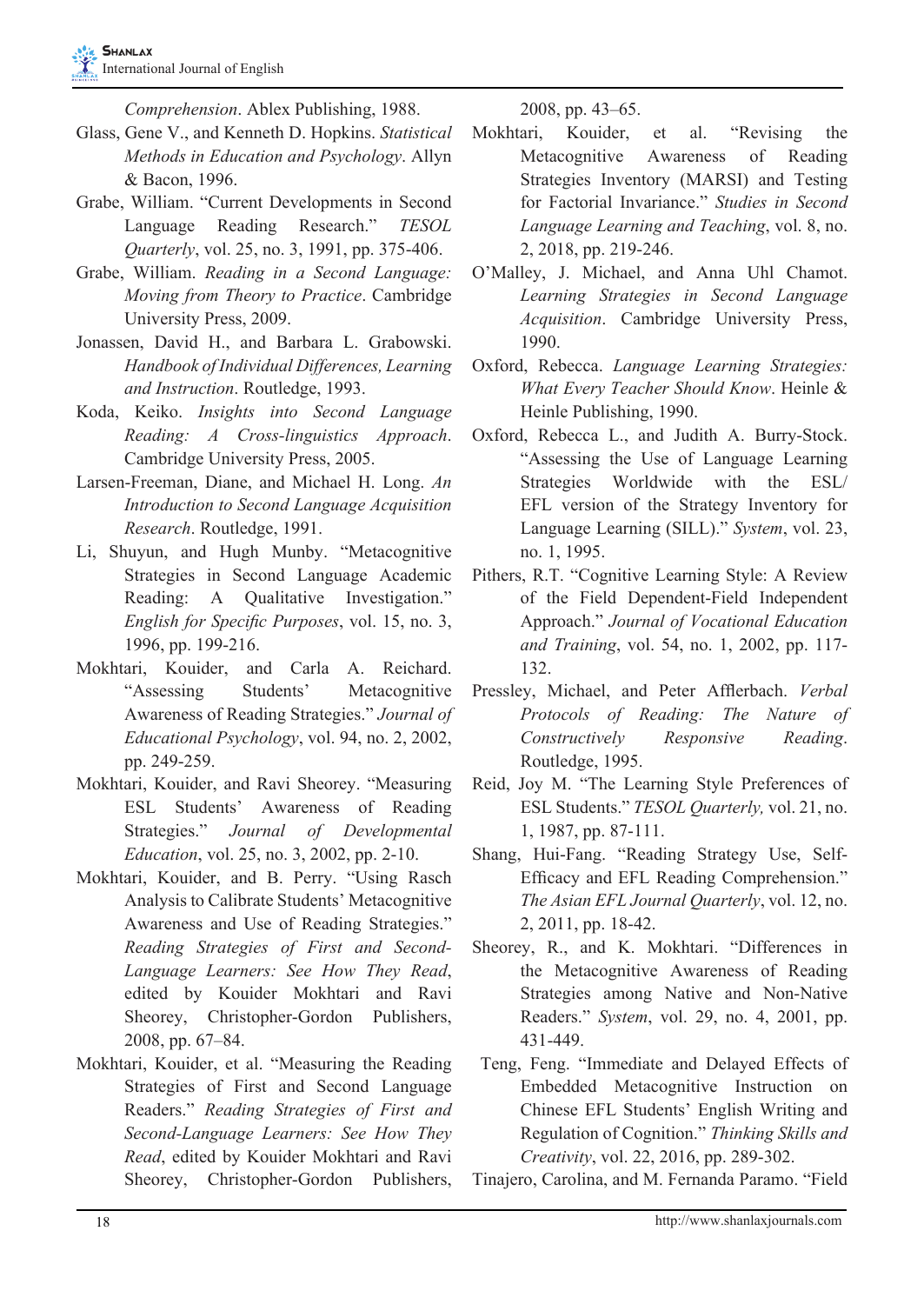*Comprehension*. Ablex Publishing, 1988.

Glass, Gene V., and Kenneth D. Hopkins. *Statistical Methods in Education and Psychology*. Allyn & Bacon, 1996.

Grabe, William. "Current Developments in Second Language Reading Research." *TESOL Quarterly*, vol. 25, no. 3, 1991, pp. 375-406.

Grabe, William. *Reading in a Second Language: Moving from Theory to Practice*. Cambridge University Press, 2009.

Jonassen, David H., and Barbara L. Grabowski. *Handbook of Individual Differences, Learning and Instruction*. Routledge, 1993.

Koda, Keiko. *Insights into Second Language Reading: A Cross-linguistics Approach*. Cambridge University Press, 2005.

Larsen-Freeman, Diane, and Michael H. Long. *An Introduction to Second Language Acquisition Research*. Routledge, 1991.

Li, Shuyun, and Hugh Munby. "Metacognitive Strategies in Second Language Academic Reading: A Qualitative Investigation." *English for Specific Purposes*, vol. 15, no. 3, 1996, pp. 199-216.

Mokhtari, Kouider, and Carla A. Reichard. "Assessing Students' Metacognitive Awareness of Reading Strategies." *Journal of Educational Psychology*, vol. 94, no. 2, 2002, pp. 249-259.

Mokhtari, Kouider, and Ravi Sheorey. "Measuring ESL Students' Awareness of Reading Strategies." *Journal of Developmental Education*, vol. 25, no. 3, 2002, pp. 2-10.

Mokhtari, Kouider, and B. Perry. "Using Rasch Analysis to Calibrate Students' Metacognitive Awareness and Use of Reading Strategies." *Reading Strategies of First and Second-Language Learners: See How They Read*, edited by Kouider Mokhtari and Ravi Sheorey, Christopher-Gordon Publishers, 2008, pp. 67–84.

Mokhtari, Kouider, et al. "Measuring the Reading Strategies of First and Second Language Readers." *Reading Strategies of First and Second-Language Learners: See How They Read*, edited by Kouider Mokhtari and Ravi Sheorey, Christopher-Gordon Publishers, 2008, pp. 43–65.

Mokhtari, Kouider, et al. "Revising the Metacognitive Awareness of Reading Strategies Inventory (MARSI) and Testing for Factorial Invariance." *Studies in Second Language Learning and Teaching*, vol. 8, no. 2, 2018, pp. 219-246.

O'Malley, J. Michael, and Anna Uhl Chamot. *Learning Strategies in Second Language Acquisition*. Cambridge University Press, 1990.

Oxford, Rebecca. *Language Learning Strategies: What Every Teacher Should Know*. Heinle & Heinle Publishing, 1990.

Oxford, Rebecca L., and Judith A. Burry-Stock. "Assessing the Use of Language Learning Strategies Worldwide with the ESL/EFL version of the Strategy Inventory for Language Learning (SILL)." *System*, vol. 23, no. 1, 1995.

Pithers, R.T. "Cognitive Learning Style: A Review of the Field Dependent-Field Independent Approach." *Journal of Vocational Education and Training*, vol. 54, no. 1, 2002, pp. 117-132.

Pressley, Michael, and Peter Afflerbach. *Verbal Protocols of Reading: The Nature of Constructively Responsive Reading*. Routledge, 1995.

Reid, Joy M. "The Learning Style Preferences of ESL Students." *TESOL Quarterly,* vol. 21, no. 1, 1987, pp. 87-111.

Shang, Hui-Fang. "Reading Strategy Use, Self-Efficacy and EFL Reading Comprehension." *The Asian EFL Journal Quarterly*, vol. 12, no. 2, 2011, pp. 18-42.

Sheorey, R., and K. Mokhtari. "Differences in the Metacognitive Awareness of Reading Strategies among Native and Non-Native Readers." *System*, vol. 29, no. 4, 2001, pp. 431-449.

Teng, Feng. "Immediate and Delayed Effects of Embedded Metacognitive Instruction on Chinese EFL Students' English Writing and Regulation of Cognition." *Thinking Skills and Creativity*, vol. 22, 2016, pp. 289-302.

Tinajero, Carolina, and M. Fernanda Paramo. "Field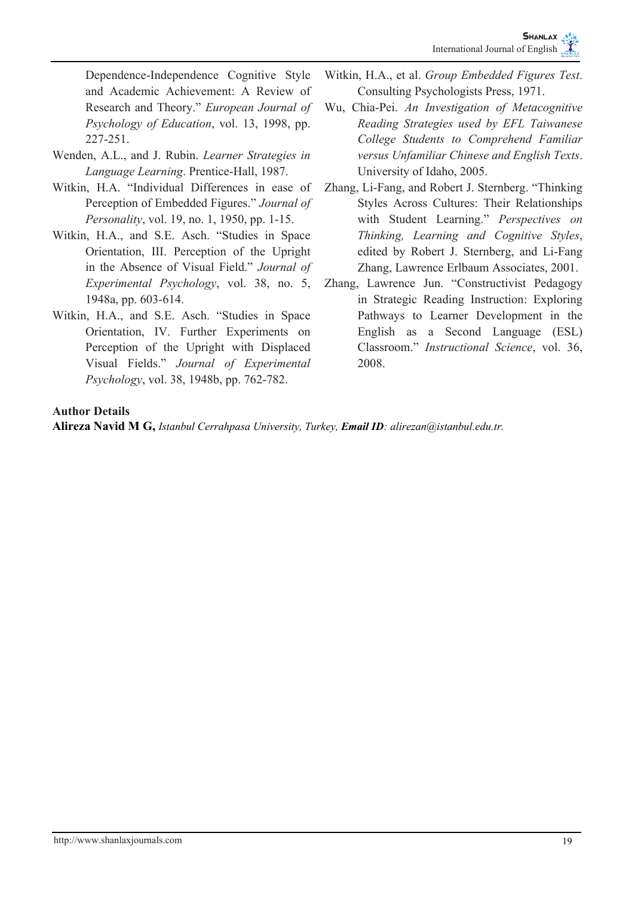Dependence-Independence Cognitive Style and Academic Achievement: A Review of Research and Theory." *European Journal of Psychology of Education*, vol. 13, 1998, pp. 227-251.

Wenden, A.L., and J. Rubin. *Learner Strategies in Language Learning*. Prentice-Hall, 1987.

Witkin, H.A. "Individual Differences in ease of Perception of Embedded Figures." *Journal of Personality*, vol. 19, no. 1, 1950, pp. 1-15.

Witkin, H.A., and S.E. Asch. "Studies in Space Orientation, III. Perception of the Upright in the Absence of Visual Field." *Journal of Experimental Psychology*, vol. 38, no. 5, 1948a, pp. 603-614.

Witkin, H.A., and S.E. Asch. "Studies in Space Orientation, IV. Further Experiments on Perception of the Upright with Displaced Visual Fields." *Journal of Experimental Psychology*, vol. 38, 1948b, pp. 762-782.

Witkin, H.A., et al. *Group Embedded Figures Test*. Consulting Psychologists Press, 1971.

Wu, Chia-Pei. *An Investigation of Metacognitive Reading Strategies used by EFL Taiwanese College Students to Comprehend Familiar versus Unfamiliar Chinese and English Texts*. University of Idaho, 2005.

Zhang, Li-Fang, and Robert J. Sternberg. "Thinking Styles Across Cultures: Their Relationships with Student Learning." *Perspectives on Thinking, Learning and Cognitive Styles*, edited by Robert J. Sternberg, and Li-Fang Zhang, Lawrence Erlbaum Associates, 2001.

Zhang, Lawrence Jun. "Constructivist Pedagogy in Strategic Reading Instruction: Exploring Pathways to Learner Development in the English as a Second Language (ESL) Classroom." *Instructional Science*, vol. 36, 2008.

**Author Details**

**Alireza Navid M G,** *Istanbul Cerrahpasa University, Turkey, **Email ID**: alirezan@istanbul.edu.tr.*